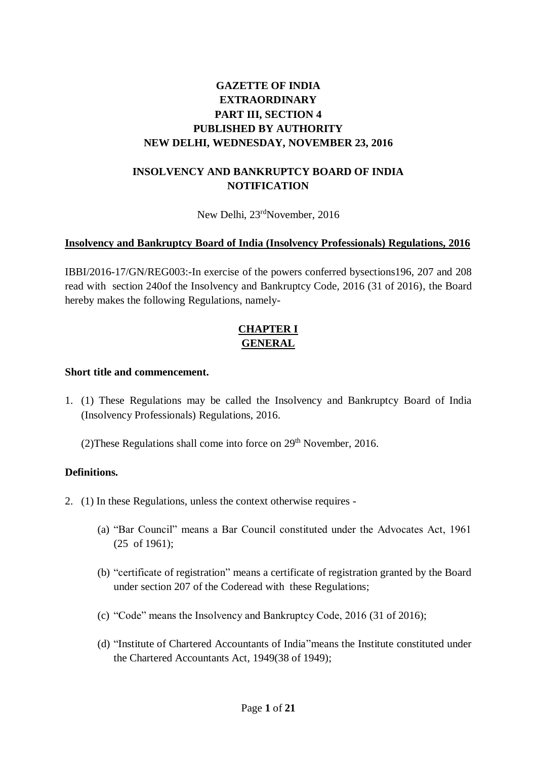**GAZETTE OF INDIA**
**EXTRAORDINARY**
**PART III, SECTION 4**
**PUBLISHED BY AUTHORITY**
**NEW DELHI, WEDNESDAY, NOVEMBER 23, 2016**

**INSOLVENCY AND BANKRUPTCY BOARD OF INDIA**
**NOTIFICATION**

New Delhi, 23rd November, 2016

**Insolvency and Bankruptcy Board of India (Insolvency Professionals) Regulations, 2016**

IBBI/2016-17/GN/REG003:-In exercise of the powers conferred bysections196, 207 and 208 read with section 240of the Insolvency and Bankruptcy Code, 2016 (31 of 2016), the Board hereby makes the following Regulations, namely-

## CHAPTER I
## GENERAL

### Short title and commencement.

1. (1) These Regulations may be called the Insolvency and Bankruptcy Board of India (Insolvency Professionals) Regulations, 2016.

   (2)These Regulations shall come into force on 29th November, 2016.

### Definitions.

2. (1) In these Regulations, unless the context otherwise requires -

   (a) "Bar Council" means a Bar Council constituted under the Advocates Act, 1961 (25 of 1961);

   (b) "certificate of registration" means a certificate of registration granted by the Board under section 207 of the Coderead with these Regulations;

   (c) "Code" means the Insolvency and Bankruptcy Code, 2016 (31 of 2016);

   (d) "Institute of Chartered Accountants of India"means the Institute constituted under the Chartered Accountants Act, 1949(38 of 1949);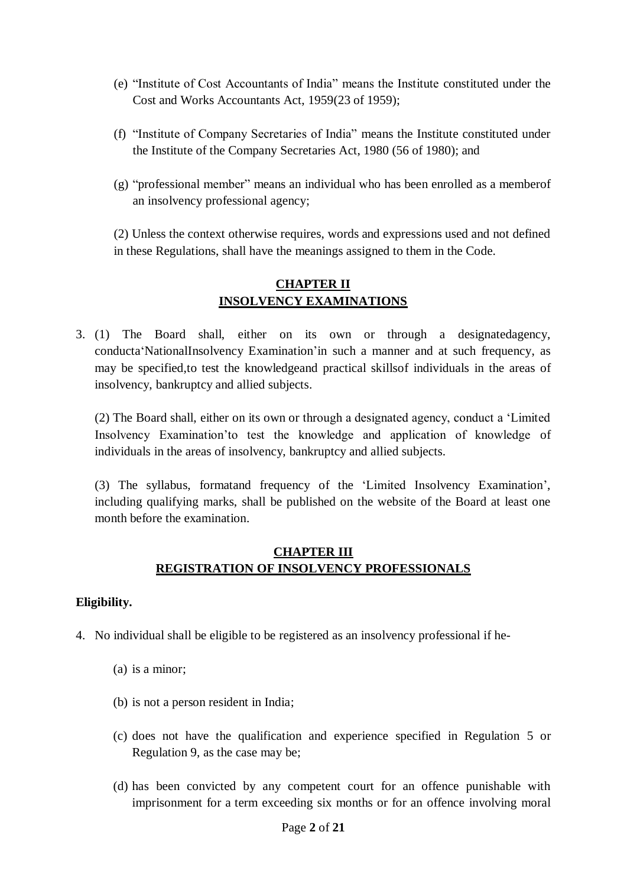(e) "Institute of Cost Accountants of India" means the Institute constituted under the Cost and Works Accountants Act, 1959(23 of 1959);

(f) "Institute of Company Secretaries of India" means the Institute constituted under the Institute of the Company Secretaries Act, 1980 (56 of 1980); and

(g) "professional member" means an individual who has been enrolled as a memberof an insolvency professional agency;

(2) Unless the context otherwise requires, words and expressions used and not defined in these Regulations, shall have the meanings assigned to them in the Code.

## CHAPTER II
## INSOLVENCY EXAMINATIONS

3. (1) The Board shall, either on its own or through a designatedagency, conducta'NationalInsolvency Examination'in such a manner and at such frequency, as may be specified,to test the knowledgeand practical skillsof individuals in the areas of insolvency, bankruptcy and allied subjects.

   (2) The Board shall, either on its own or through a designated agency, conduct a 'Limited Insolvency Examination'to test the knowledge and application of knowledge of individuals in the areas of insolvency, bankruptcy and allied subjects.

   (3) The syllabus, formatand frequency of the 'Limited Insolvency Examination', including qualifying marks, shall be published on the website of the Board at least one month before the examination.

## CHAPTER III
## REGISTRATION OF INSOLVENCY PROFESSIONALS

**Eligibility.**

4. No individual shall be eligible to be registered as an insolvency professional if he-

   (a) is a minor;

   (b) is not a person resident in India;

   (c) does not have the qualification and experience specified in Regulation 5 or Regulation 9, as the case may be;

   (d) has been convicted by any competent court for an offence punishable with imprisonment for a term exceeding six months or for an offence involving moral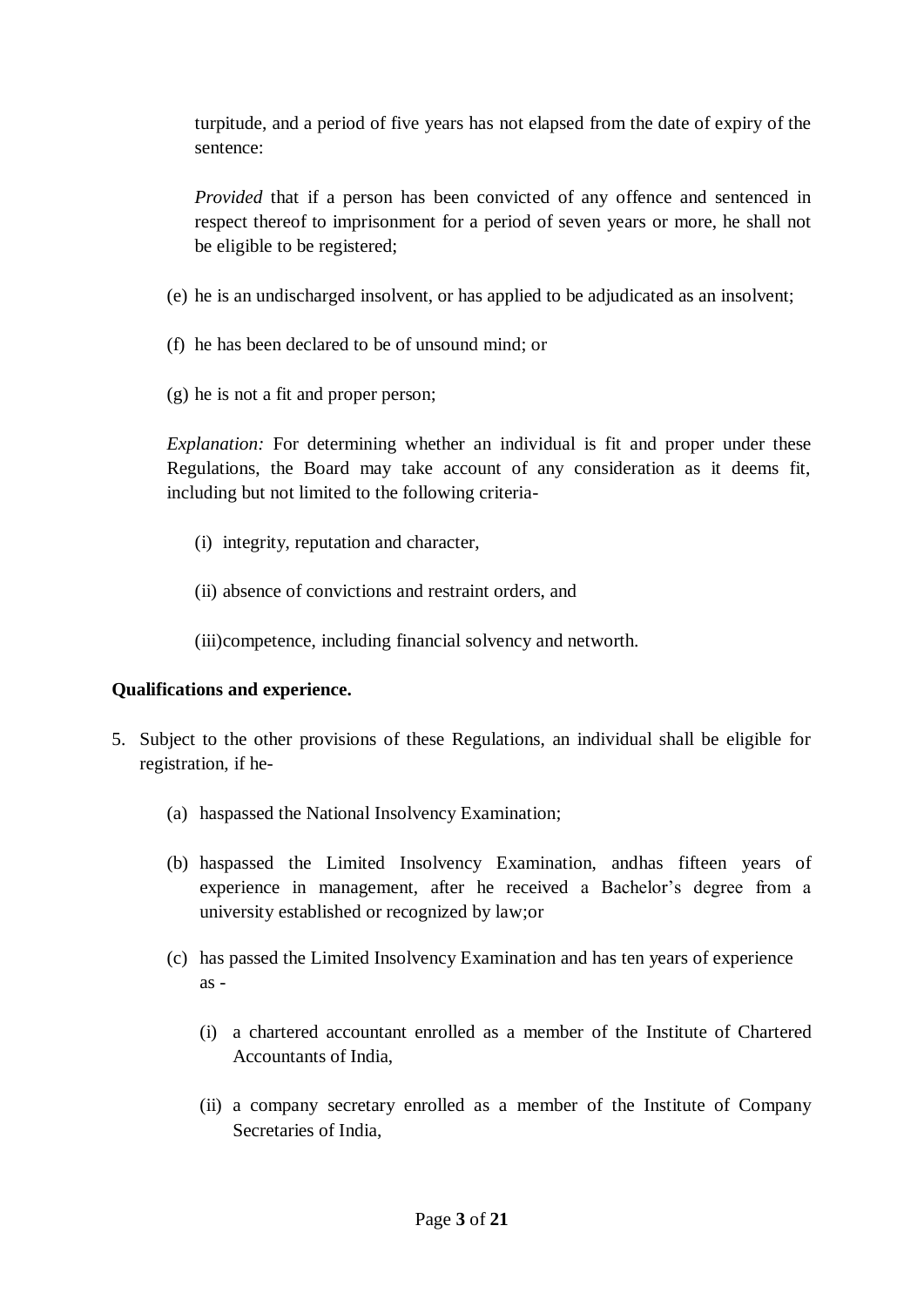turpitude, and a period of five years has not elapsed from the date of expiry of the sentence:

*Provided* that if a person has been convicted of any offence and sentenced in respect thereof to imprisonment for a period of seven years or more, he shall not be eligible to be registered;

(e) he is an undischarged insolvent, or has applied to be adjudicated as an insolvent;

(f) he has been declared to be of unsound mind; or

(g) he is not a fit and proper person;

*Explanation:* For determining whether an individual is fit and proper under these Regulations, the Board may take account of any consideration as it deems fit, including but not limited to the following criteria-

(i) integrity, reputation and character,

(ii) absence of convictions and restraint orders, and

(iii) competence, including financial solvency and networth.

**Qualifications and experience.**

5. Subject to the other provisions of these Regulations, an individual shall be eligible for registration, if he-

   (a) haspassed the National Insolvency Examination;

   (b) haspassed the Limited Insolvency Examination, andhas fifteen years of experience in management, after he received a Bachelor's degree from a university established or recognized by law;or

   (c) has passed the Limited Insolvency Examination and has ten years of experience as -

      (i) a chartered accountant enrolled as a member of the Institute of Chartered Accountants of India,

      (ii) a company secretary enrolled as a member of the Institute of Company Secretaries of India,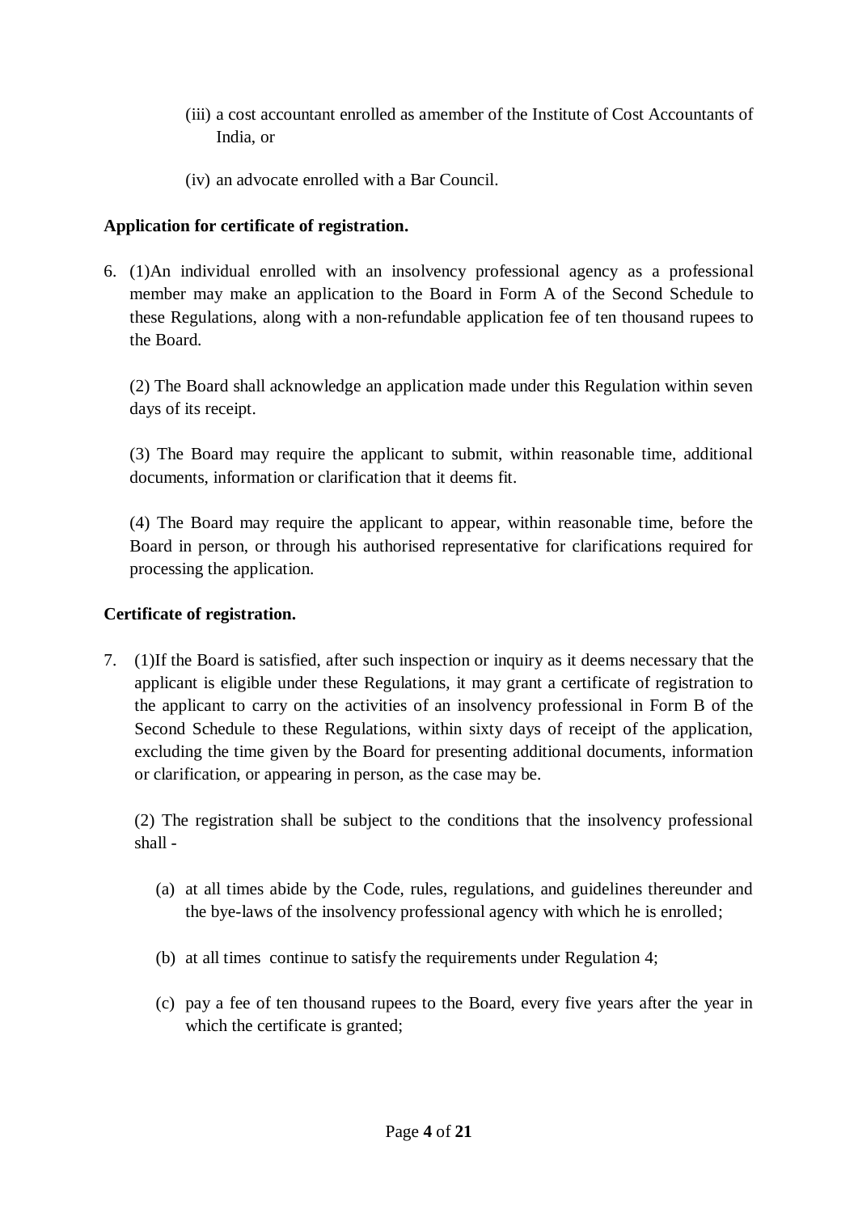(iii) a cost accountant enrolled as amember of the Institute of Cost Accountants of India, or

(iv) an advocate enrolled with a Bar Council.

**Application for certificate of registration.**

6. (1)An individual enrolled with an insolvency professional agency as a professional member may make an application to the Board in Form A of the Second Schedule to these Regulations, along with a non-refundable application fee of ten thousand rupees to the Board.

   (2) The Board shall acknowledge an application made under this Regulation within seven days of its receipt.

   (3) The Board may require the applicant to submit, within reasonable time, additional documents, information or clarification that it deems fit.

   (4) The Board may require the applicant to appear, within reasonable time, before the Board in person, or through his authorised representative for clarifications required for processing the application.

**Certificate of registration.**

7. (1)If the Board is satisfied, after such inspection or inquiry as it deems necessary that the applicant is eligible under these Regulations, it may grant a certificate of registration to the applicant to carry on the activities of an insolvency professional in Form B of the Second Schedule to these Regulations, within sixty days of receipt of the application, excluding the time given by the Board for presenting additional documents, information or clarification, or appearing in person, as the case may be.

   (2) The registration shall be subject to the conditions that the insolvency professional shall -

   (a) at all times abide by the Code, rules, regulations, and guidelines thereunder and the bye-laws of the insolvency professional agency with which he is enrolled;

   (b) at all times continue to satisfy the requirements under Regulation 4;

   (c) pay a fee of ten thousand rupees to the Board, every five years after the year in which the certificate is granted;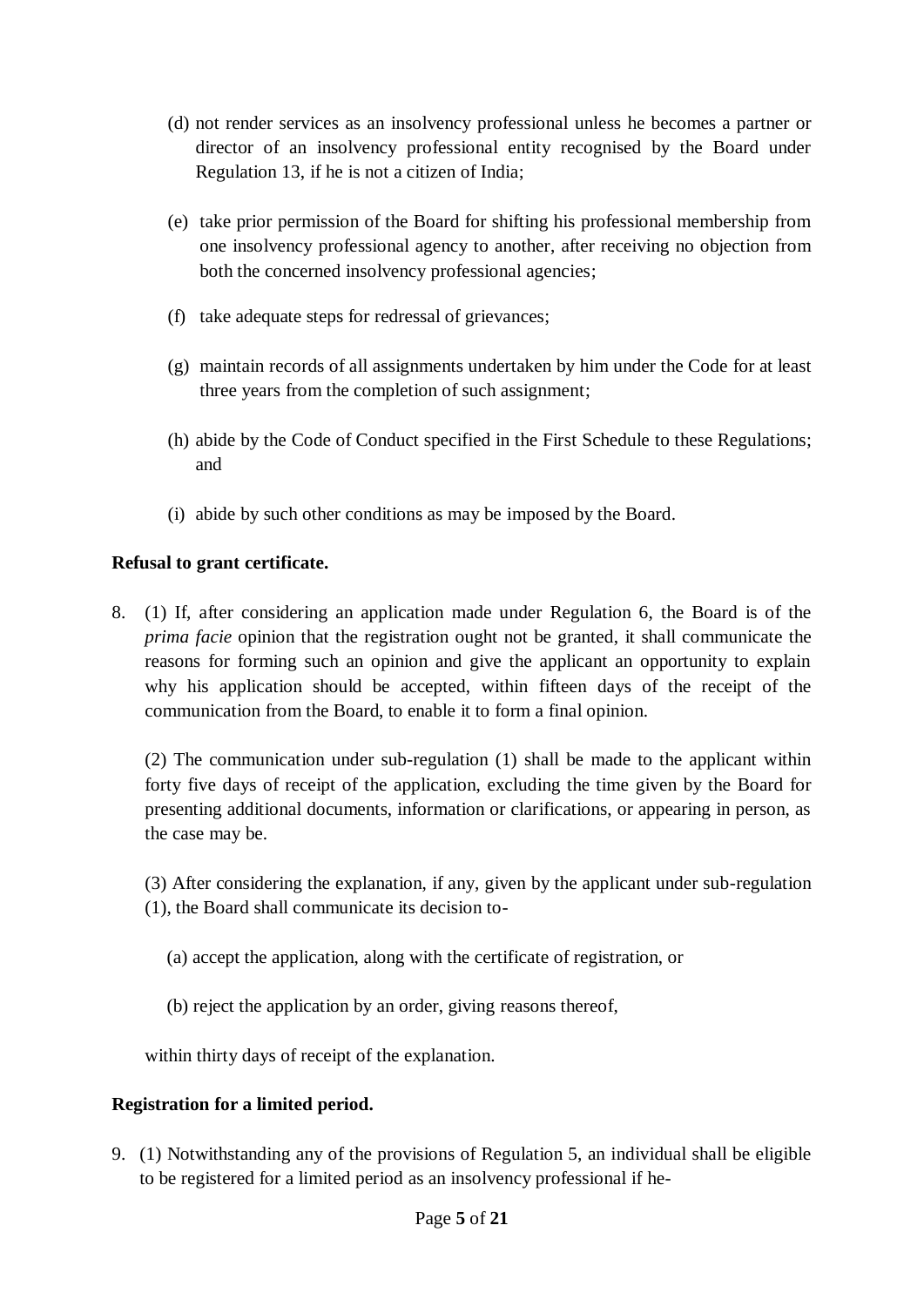(d) not render services as an insolvency professional unless he becomes a partner or director of an insolvency professional entity recognised by the Board under Regulation 13, if he is not a citizen of India;

(e) take prior permission of the Board for shifting his professional membership from one insolvency professional agency to another, after receiving no objection from both the concerned insolvency professional agencies;

(f) take adequate steps for redressal of grievances;

(g) maintain records of all assignments undertaken by him under the Code for at least three years from the completion of such assignment;

(h) abide by the Code of Conduct specified in the First Schedule to these Regulations; and

(i) abide by such other conditions as may be imposed by the Board.

**Refusal to grant certificate.**

8. (1) If, after considering an application made under Regulation 6, the Board is of the *prima facie* opinion that the registration ought not be granted, it shall communicate the reasons for forming such an opinion and give the applicant an opportunity to explain why his application should be accepted, within fifteen days of the receipt of the communication from the Board, to enable it to form a final opinion.

(2) The communication under sub-regulation (1) shall be made to the applicant within forty five days of receipt of the application, excluding the time given by the Board for presenting additional documents, information or clarifications, or appearing in person, as the case may be.

(3) After considering the explanation, if any, given by the applicant under sub-regulation (1), the Board shall communicate its decision to-

(a) accept the application, along with the certificate of registration, or

(b) reject the application by an order, giving reasons thereof,

within thirty days of receipt of the explanation.

**Registration for a limited period.**

9. (1) Notwithstanding any of the provisions of Regulation 5, an individual shall be eligible to be registered for a limited period as an insolvency professional if he-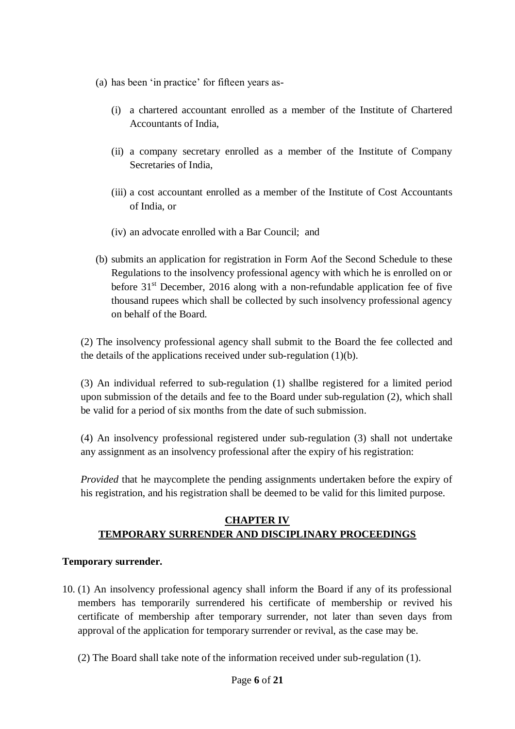(a) has been 'in practice' for fifteen years as-

  (i) a chartered accountant enrolled as a member of the Institute of Chartered Accountants of India,

  (ii) a company secretary enrolled as a member of the Institute of Company Secretaries of India,

  (iii) a cost accountant enrolled as a member of the Institute of Cost Accountants of India, or

  (iv) an advocate enrolled with a Bar Council; and

(b) submits an application for registration in Form Aof the Second Schedule to these Regulations to the insolvency professional agency with which he is enrolled on or before 31st December, 2016 along with a non-refundable application fee of five thousand rupees which shall be collected by such insolvency professional agency on behalf of the Board.

(2) The insolvency professional agency shall submit to the Board the fee collected and the details of the applications received under sub-regulation (1)(b).

(3) An individual referred to sub-regulation (1) shallbe registered for a limited period upon submission of the details and fee to the Board under sub-regulation (2), which shall be valid for a period of six months from the date of such submission.

(4) An insolvency professional registered under sub-regulation (3) shall not undertake any assignment as an insolvency professional after the expiry of his registration:

*Provided* that he maycomplete the pending assignments undertaken before the expiry of his registration, and his registration shall be deemed to be valid for this limited purpose.

## CHAPTER IV
## TEMPORARY SURRENDER AND DISCIPLINARY PROCEEDINGS

**Temporary surrender.**

10. (1) An insolvency professional agency shall inform the Board if any of its professional members has temporarily surrendered his certificate of membership or revived his certificate of membership after temporary surrender, not later than seven days from approval of the application for temporary surrender or revival, as the case may be.

(2) The Board shall take note of the information received under sub-regulation (1).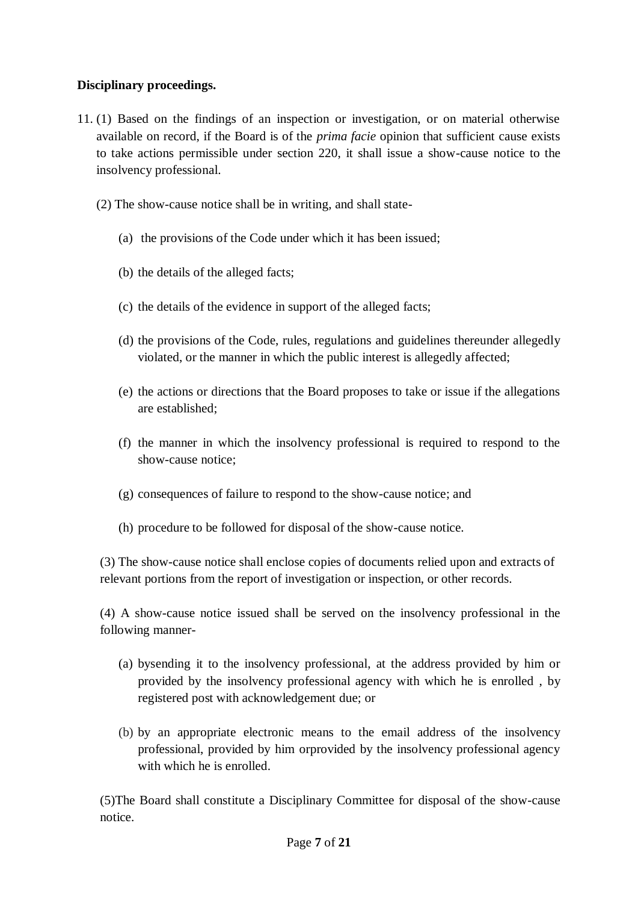**Disciplinary proceedings.**

11. (1) Based on the findings of an inspection or investigation, or on material otherwise available on record, if the Board is of the *prima facie* opinion that sufficient cause exists to take actions permissible under section 220, it shall issue a show-cause notice to the insolvency professional.

    (2) The show-cause notice shall be in writing, and shall state-

    (a) the provisions of the Code under which it has been issued;

    (b) the details of the alleged facts;

    (c) the details of the evidence in support of the alleged facts;

    (d) the provisions of the Code, rules, regulations and guidelines thereunder allegedly violated, or the manner in which the public interest is allegedly affected;

    (e) the actions or directions that the Board proposes to take or issue if the allegations are established;

    (f) the manner in which the insolvency professional is required to respond to the show-cause notice;

    (g) consequences of failure to respond to the show-cause notice; and

    (h) procedure to be followed for disposal of the show-cause notice.

    (3) The show-cause notice shall enclose copies of documents relied upon and extracts of relevant portions from the report of investigation or inspection, or other records.

    (4) A show-cause notice issued shall be served on the insolvency professional in the following manner-

    (a) bysending it to the insolvency professional, at the address provided by him or provided by the insolvency professional agency with which he is enrolled , by registered post with acknowledgement due; or

    (b) by an appropriate electronic means to the email address of the insolvency professional, provided by him orprovided by the insolvency professional agency with which he is enrolled.

    (5)The Board shall constitute a Disciplinary Committee for disposal of the show-cause notice.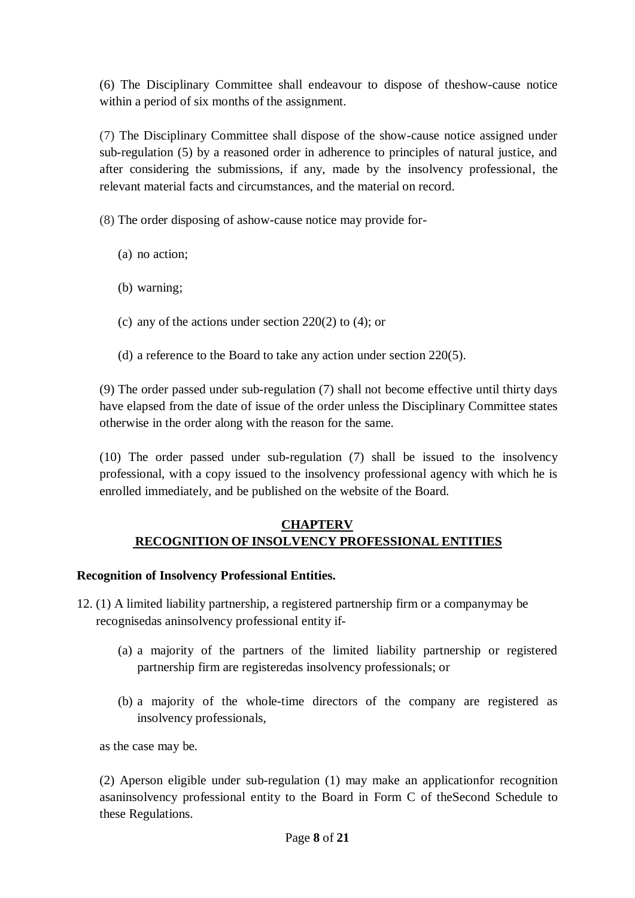(6) The Disciplinary Committee shall endeavour to dispose of theshow-cause notice within a period of six months of the assignment.

(7) The Disciplinary Committee shall dispose of the show-cause notice assigned under sub-regulation (5) by a reasoned order in adherence to principles of natural justice, and after considering the submissions, if any, made by the insolvency professional, the relevant material facts and circumstances, and the material on record.

(8) The order disposing of ashow-cause notice may provide for-

(a) no action;

(b) warning;

(c) any of the actions under section 220(2) to (4); or

(d) a reference to the Board to take any action under section 220(5).

(9) The order passed under sub-regulation (7) shall not become effective until thirty days have elapsed from the date of issue of the order unless the Disciplinary Committee states otherwise in the order along with the reason for the same.

(10) The order passed under sub-regulation (7) shall be issued to the insolvency professional, with a copy issued to the insolvency professional agency with which he is enrolled immediately, and be published on the website of the Board.

## CHAPTERV
## RECOGNITION OF INSOLVENCY PROFESSIONAL ENTITIES

**Recognition of Insolvency Professional Entities.**

12. (1) A limited liability partnership, a registered partnership firm or a companymay be recognisedas aninsolvency professional entity if-

(a) a majority of the partners of the limited liability partnership or registered partnership firm are registeredas insolvency professionals; or

(b) a majority of the whole-time directors of the company are registered as insolvency professionals,

as the case may be.

(2) Aperson eligible under sub-regulation (1) may make an applicationfor recognition asaninsolvency professional entity to the Board in Form C of theSecond Schedule to these Regulations.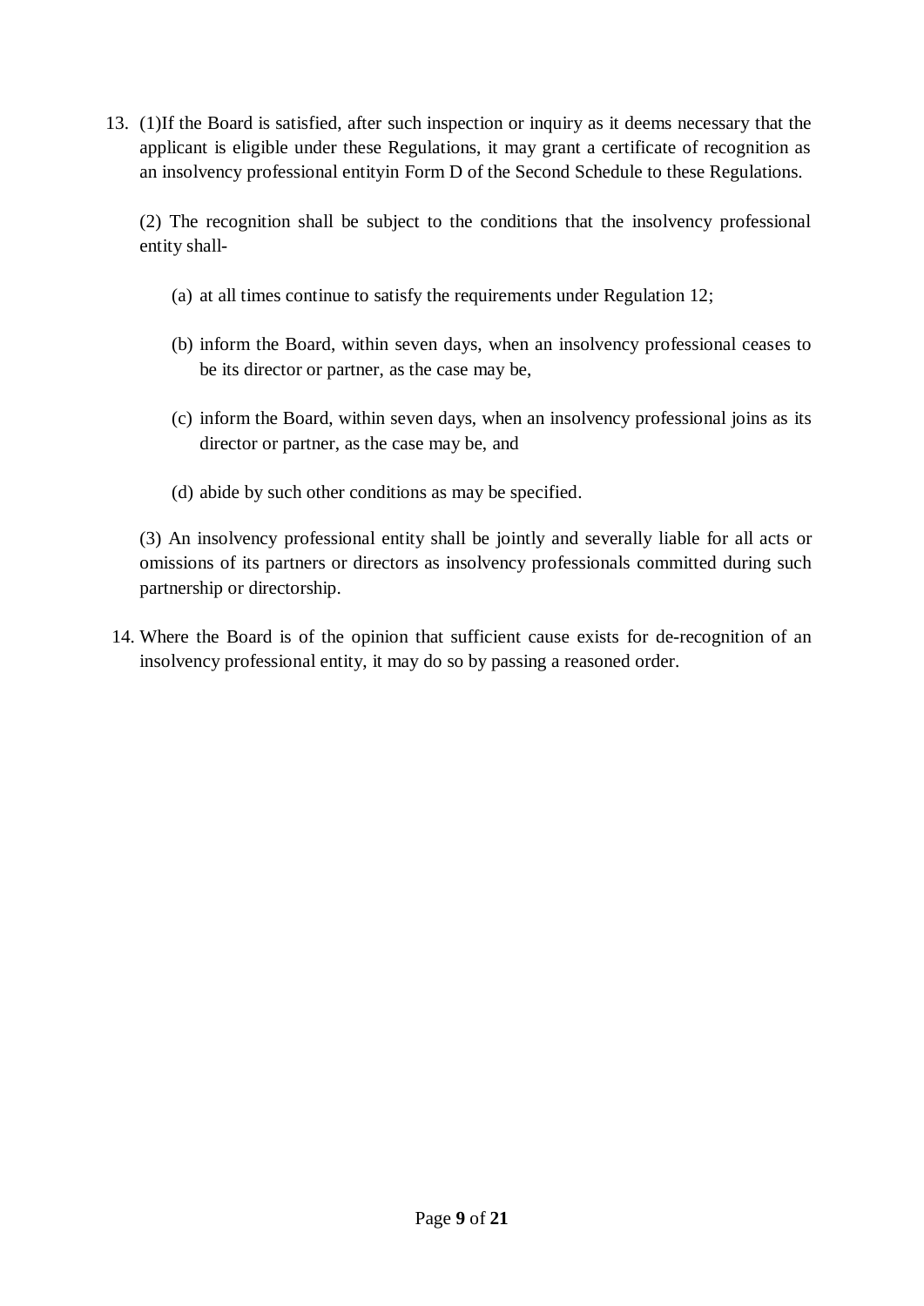13. (1)If the Board is satisfied, after such inspection or inquiry as it deems necessary that the applicant is eligible under these Regulations, it may grant a certificate of recognition as an insolvency professional entityin Form D of the Second Schedule to these Regulations.

    (2) The recognition shall be subject to the conditions that the insolvency professional entity shall-

    (a) at all times continue to satisfy the requirements under Regulation 12;

    (b) inform the Board, within seven days, when an insolvency professional ceases to be its director or partner, as the case may be,

    (c) inform the Board, within seven days, when an insolvency professional joins as its director or partner, as the case may be, and

    (d) abide by such other conditions as may be specified.

    (3) An insolvency professional entity shall be jointly and severally liable for all acts or omissions of its partners or directors as insolvency professionals committed during such partnership or directorship.

14. Where the Board is of the opinion that sufficient cause exists for de-recognition of an insolvency professional entity, it may do so by passing a reasoned order.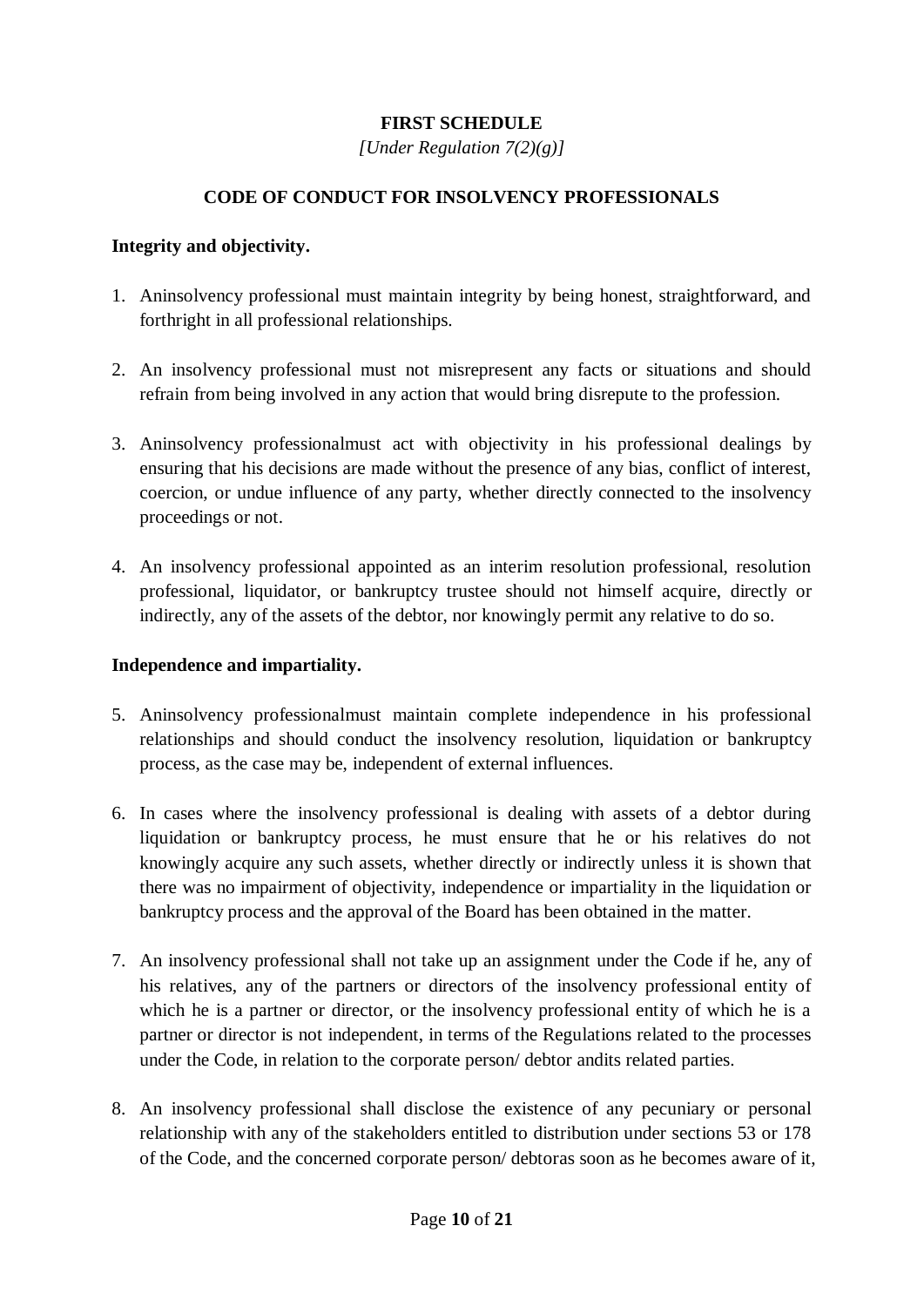**FIRST SCHEDULE**

*[Under Regulation 7(2)(g)]*

**CODE OF CONDUCT FOR INSOLVENCY PROFESSIONALS**

**Integrity and objectivity.**

1. Aninsolvency professional must maintain integrity by being honest, straightforward, and forthright in all professional relationships.

2. An insolvency professional must not misrepresent any facts or situations and should refrain from being involved in any action that would bring disrepute to the profession.

3. Aninsolvency professionalmust act with objectivity in his professional dealings by ensuring that his decisions are made without the presence of any bias, conflict of interest, coercion, or undue influence of any party, whether directly connected to the insolvency proceedings or not.

4. An insolvency professional appointed as an interim resolution professional, resolution professional, liquidator, or bankruptcy trustee should not himself acquire, directly or indirectly, any of the assets of the debtor, nor knowingly permit any relative to do so.

**Independence and impartiality.**

5. Aninsolvency professionalmust maintain complete independence in his professional relationships and should conduct the insolvency resolution, liquidation or bankruptcy process, as the case may be, independent of external influences.

6. In cases where the insolvency professional is dealing with assets of a debtor during liquidation or bankruptcy process, he must ensure that he or his relatives do not knowingly acquire any such assets, whether directly or indirectly unless it is shown that there was no impairment of objectivity, independence or impartiality in the liquidation or bankruptcy process and the approval of the Board has been obtained in the matter.

7. An insolvency professional shall not take up an assignment under the Code if he, any of his relatives, any of the partners or directors of the insolvency professional entity of which he is a partner or director, or the insolvency professional entity of which he is a partner or director is not independent, in terms of the Regulations related to the processes under the Code, in relation to the corporate person/ debtor andits related parties.

8. An insolvency professional shall disclose the existence of any pecuniary or personal relationship with any of the stakeholders entitled to distribution under sections 53 or 178 of the Code, and the concerned corporate person/ debtoras soon as he becomes aware of it,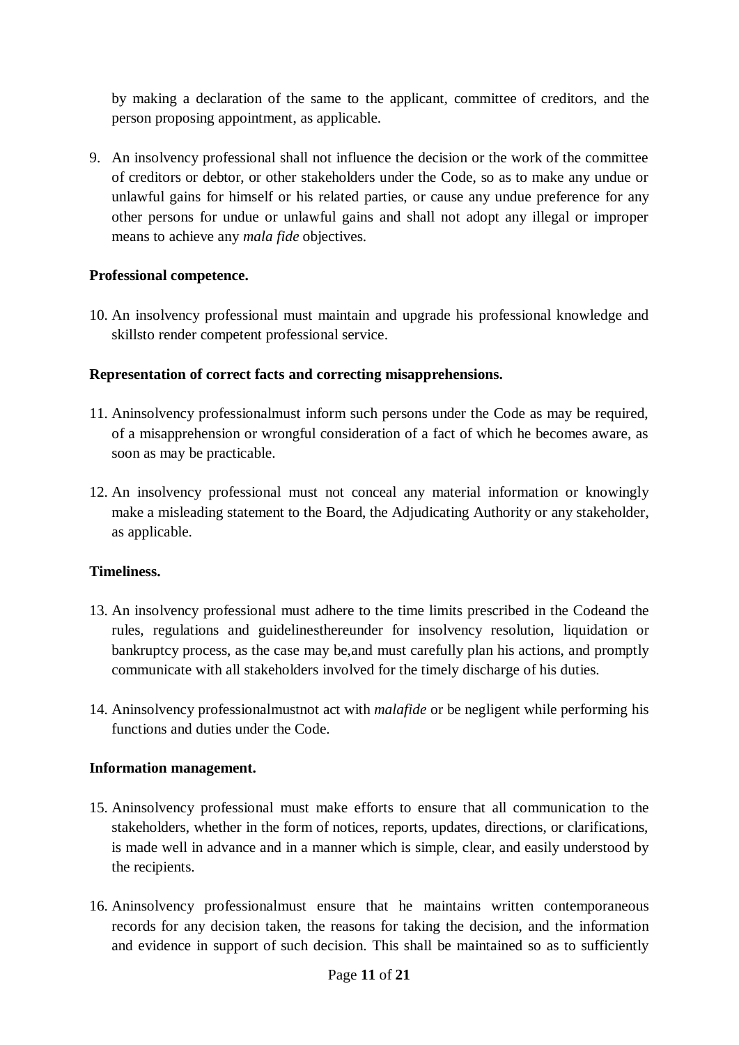by making a declaration of the same to the applicant, committee of creditors, and the person proposing appointment, as applicable.

9. An insolvency professional shall not influence the decision or the work of the committee of creditors or debtor, or other stakeholders under the Code, so as to make any undue or unlawful gains for himself or his related parties, or cause any undue preference for any other persons for undue or unlawful gains and shall not adopt any illegal or improper means to achieve any *mala fide* objectives.

**Professional competence.**

10. An insolvency professional must maintain and upgrade his professional knowledge and skillsto render competent professional service.

**Representation of correct facts and correcting misapprehensions.**

11. Aninsolvency professionalmust inform such persons under the Code as may be required, of a misapprehension or wrongful consideration of a fact of which he becomes aware, as soon as may be practicable.

12. An insolvency professional must not conceal any material information or knowingly make a misleading statement to the Board, the Adjudicating Authority or any stakeholder, as applicable.

**Timeliness.**

13. An insolvency professional must adhere to the time limits prescribed in the Codeand the rules, regulations and guidelinesthereunder for insolvency resolution, liquidation or bankruptcy process, as the case may be,and must carefully plan his actions, and promptly communicate with all stakeholders involved for the timely discharge of his duties.

14. Aninsolvency professionalmustnot act with *malafide* or be negligent while performing his functions and duties under the Code.

**Information management.**

15. Aninsolvency professional must make efforts to ensure that all communication to the stakeholders, whether in the form of notices, reports, updates, directions, or clarifications, is made well in advance and in a manner which is simple, clear, and easily understood by the recipients.

16. Aninsolvency professionalmust ensure that he maintains written contemporaneous records for any decision taken, the reasons for taking the decision, and the information and evidence in support of such decision. This shall be maintained so as to sufficiently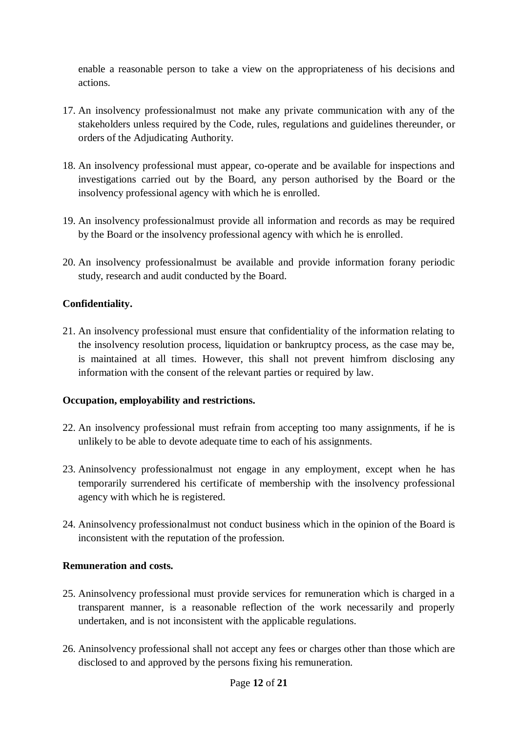enable a reasonable person to take a view on the appropriateness of his decisions and actions.

17. An insolvency professionalmust not make any private communication with any of the stakeholders unless required by the Code, rules, regulations and guidelines thereunder, or orders of the Adjudicating Authority.

18. An insolvency professional must appear, co-operate and be available for inspections and investigations carried out by the Board, any person authorised by the Board or the insolvency professional agency with which he is enrolled.

19. An insolvency professionalmust provide all information and records as may be required by the Board or the insolvency professional agency with which he is enrolled.

20. An insolvency professionalmust be available and provide information forany periodic study, research and audit conducted by the Board.

**Confidentiality.**

21. An insolvency professional must ensure that confidentiality of the information relating to the insolvency resolution process, liquidation or bankruptcy process, as the case may be, is maintained at all times. However, this shall not prevent himfrom disclosing any information with the consent of the relevant parties or required by law.

**Occupation, employability and restrictions.**

22. An insolvency professional must refrain from accepting too many assignments, if he is unlikely to be able to devote adequate time to each of his assignments.

23. Aninsolvency professionalmust not engage in any employment, except when he has temporarily surrendered his certificate of membership with the insolvency professional agency with which he is registered.

24. Aninsolvency professionalmust not conduct business which in the opinion of the Board is inconsistent with the reputation of the profession.

**Remuneration and costs.**

25. Aninsolvency professional must provide services for remuneration which is charged in a transparent manner, is a reasonable reflection of the work necessarily and properly undertaken, and is not inconsistent with the applicable regulations.

26. Aninsolvency professional shall not accept any fees or charges other than those which are disclosed to and approved by the persons fixing his remuneration.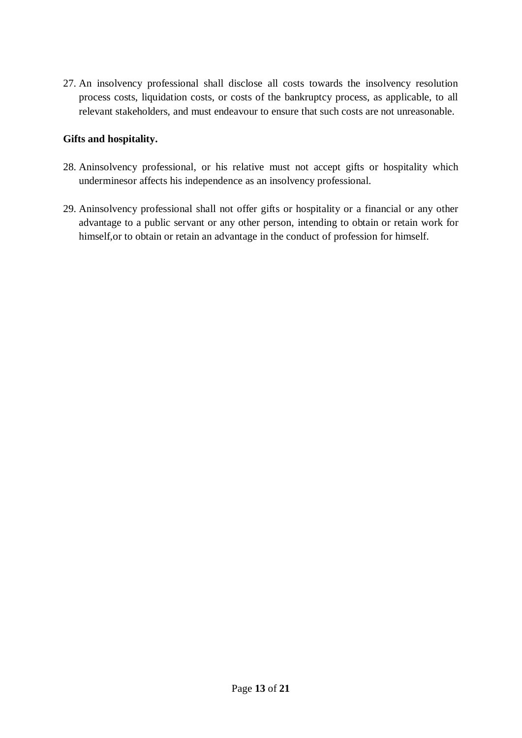27. An insolvency professional shall disclose all costs towards the insolvency resolution process costs, liquidation costs, or costs of the bankruptcy process, as applicable, to all relevant stakeholders, and must endeavour to ensure that such costs are not unreasonable.

**Gifts and hospitality.**

28. Aninsolvency professional, or his relative must not accept gifts or hospitality which underminesor affects his independence as an insolvency professional.

29. Aninsolvency professional shall not offer gifts or hospitality or a financial or any other advantage to a public servant or any other person, intending to obtain or retain work for himself,or to obtain or retain an advantage in the conduct of profession for himself.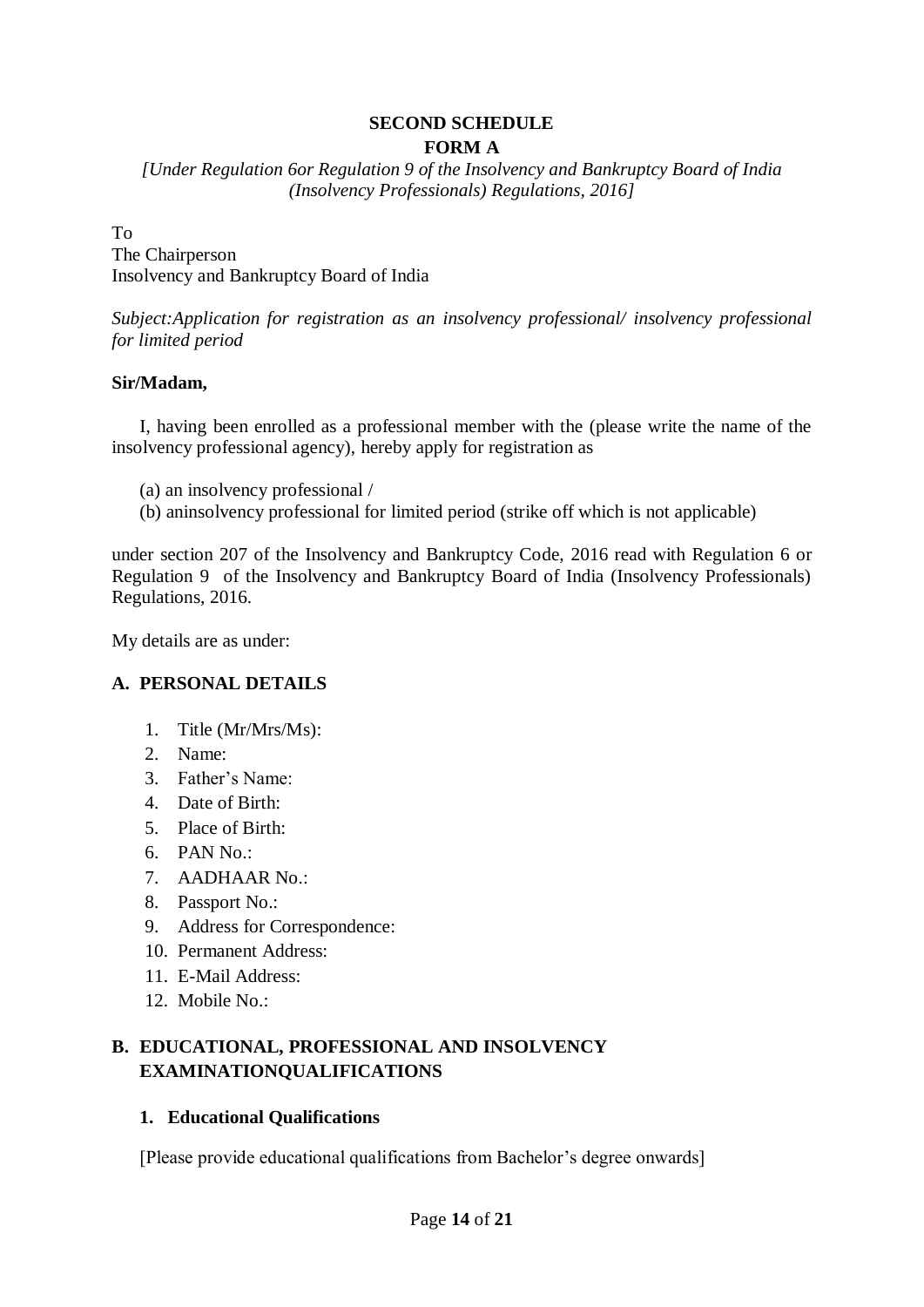## SECOND SCHEDULE

## FORM A

*[Under Regulation 6or Regulation 9 of the Insolvency and Bankruptcy Board of India (Insolvency Professionals) Regulations, 2016]*

To
The Chairperson
Insolvency and Bankruptcy Board of India

*Subject:Application for registration as an insolvency professional/ insolvency professional for limited period*

**Sir/Madam,**

I, having been enrolled as a professional member with the (please write the name of the insolvency professional agency), hereby apply for registration as

(a) an insolvency professional /
(b) aninsolvency professional for limited period (strike off which is not applicable)

under section 207 of the Insolvency and Bankruptcy Code, 2016 read with Regulation 6 or Regulation 9 of the Insolvency and Bankruptcy Board of India (Insolvency Professionals) Regulations, 2016.

My details are as under:

### A. PERSONAL DETAILS

1. Title (Mr/Mrs/Ms):
2. Name:
3. Father's Name:
4. Date of Birth:
5. Place of Birth:
6. PAN No.:
7. AADHAAR No.:
8. Passport No.:
9. Address for Correspondence:
10. Permanent Address:
11. E-Mail Address:
12. Mobile No.:

### B. EDUCATIONAL, PROFESSIONAL AND INSOLVENCY EXAMINATIONQUALIFICATIONS

#### 1. Educational Qualifications

[Please provide educational qualifications from Bachelor's degree onwards]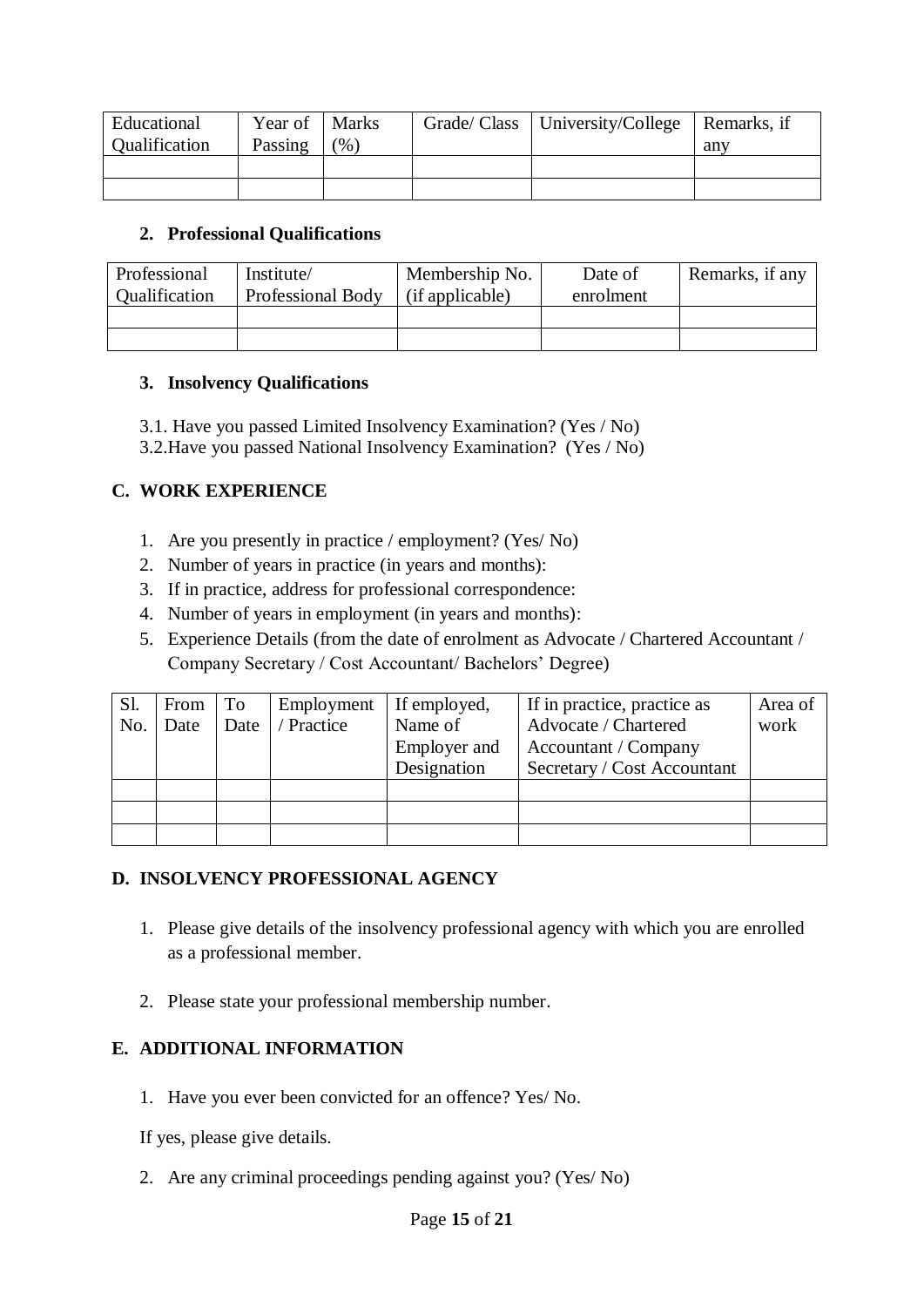| Educational Qualification | Year of Passing | Marks (%) | Grade/ Class | University/College | Remarks, if any |
|---|---|---|---|---|---|
| | | | | | |
| | | | | | |

### 2. Professional Qualifications

| Professional Qualification | Institute/ Professional Body | Membership No. (if applicable) | Date of enrolment | Remarks, if any |
|---|---|---|---|---|
| | | | | |
| | | | | |

### 3. Insolvency Qualifications

3.1. Have you passed Limited Insolvency Examination? (Yes / No)
3.2.Have you passed National Insolvency Examination? (Yes / No)

## C. WORK EXPERIENCE

1. Are you presently in practice / employment? (Yes/ No)
2. Number of years in practice (in years and months):
3. If in practice, address for professional correspondence:
4. Number of years in employment (in years and months):
5. Experience Details (from the date of enrolment as Advocate / Chartered Accountant / Company Secretary / Cost Accountant/ Bachelors' Degree)

| Sl. No. | From Date | To Date | Employment / Practice | If employed, Name of Employer and Designation | If in practice, practice as Advocate / Chartered Accountant / Company Secretary / Cost Accountant | Area of work |
|---|---|---|---|---|---|---|
| | | | | | | |
| | | | | | | |
| | | | | | | |

## D. INSOLVENCY PROFESSIONAL AGENCY

1. Please give details of the insolvency professional agency with which you are enrolled as a professional member.

2. Please state your professional membership number.

## E. ADDITIONAL INFORMATION

1. Have you ever been convicted for an offence? Yes/ No.

   If yes, please give details.

2. Are any criminal proceedings pending against you? (Yes/ No)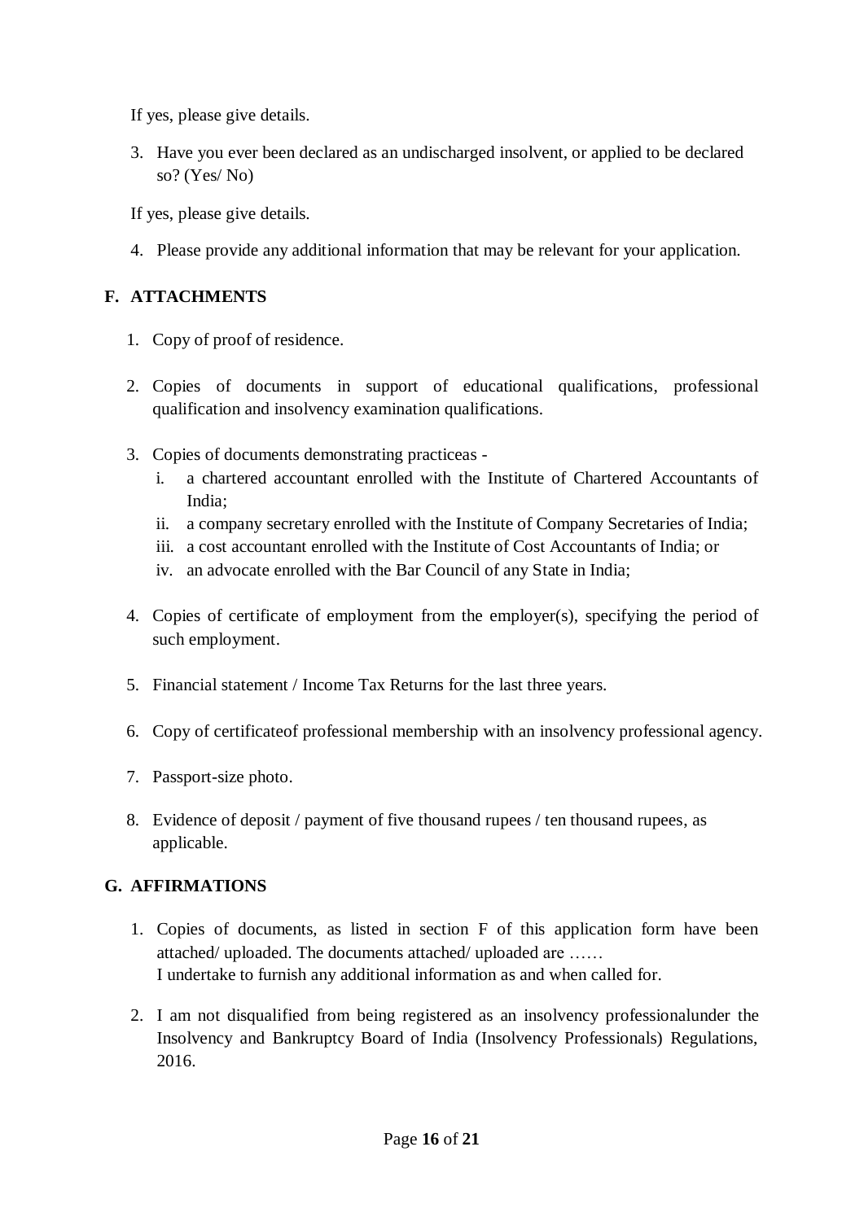If yes, please give details.

3. Have you ever been declared as an undischarged insolvent, or applied to be declared so? (Yes/ No)

If yes, please give details.

4. Please provide any additional information that may be relevant for your application.

**F. ATTACHMENTS**

1. Copy of proof of residence.

2. Copies of documents in support of educational qualifications, professional qualification and insolvency examination qualifications.

3. Copies of documents demonstrating practiceas -
   i. a chartered accountant enrolled with the Institute of Chartered Accountants of India;
   ii. a company secretary enrolled with the Institute of Company Secretaries of India;
   iii. a cost accountant enrolled with the Institute of Cost Accountants of India; or
   iv. an advocate enrolled with the Bar Council of any State in India;

4. Copies of certificate of employment from the employer(s), specifying the period of such employment.

5. Financial statement / Income Tax Returns for the last three years.

6. Copy of certificateof professional membership with an insolvency professional agency.

7. Passport-size photo.

8. Evidence of deposit / payment of five thousand rupees / ten thousand rupees, as applicable.

**G. AFFIRMATIONS**

1. Copies of documents, as listed in section F of this application form have been attached/ uploaded. The documents attached/ uploaded are ……
   I undertake to furnish any additional information as and when called for.

2. I am not disqualified from being registered as an insolvency professionalunder the Insolvency and Bankruptcy Board of India (Insolvency Professionals) Regulations, 2016.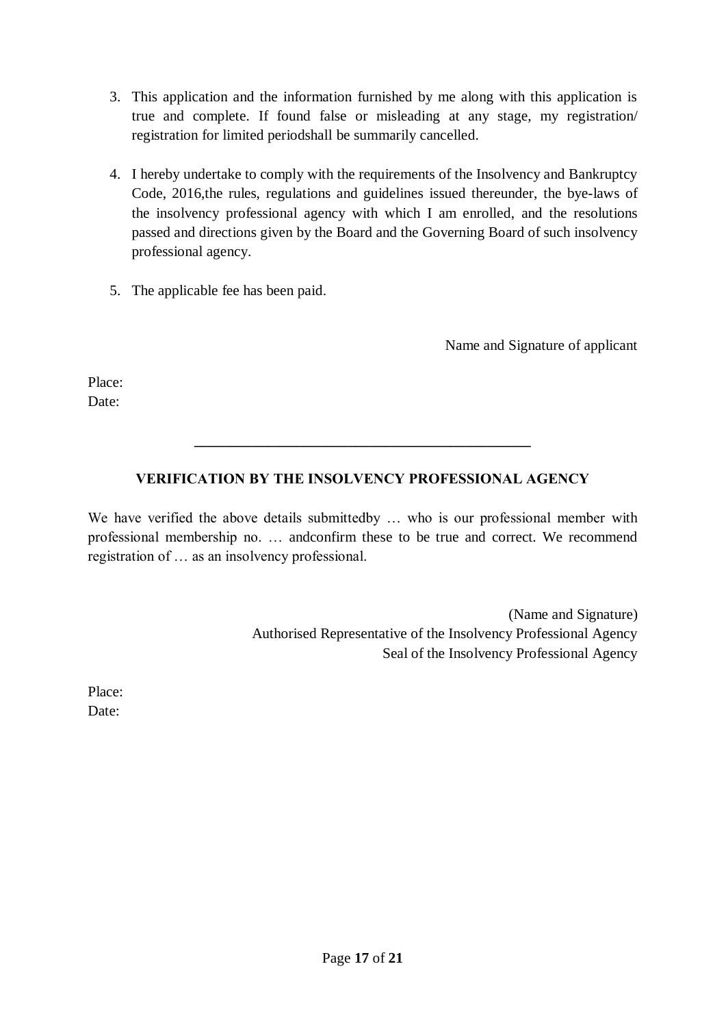3. This application and the information furnished by me along with this application is true and complete. If found false or misleading at any stage, my registration/ registration for limited periodshall be summarily cancelled.

4. I hereby undertake to comply with the requirements of the Insolvency and Bankruptcy Code, 2016,the rules, regulations and guidelines issued thereunder, the bye-laws of the insolvency professional agency with which I am enrolled, and the resolutions passed and directions given by the Board and the Governing Board of such insolvency professional agency.

5. The applicable fee has been paid.

Name and Signature of applicant

Place:
Date:

---

**VERIFICATION BY THE INSOLVENCY PROFESSIONAL AGENCY**

We have verified the above details submittedby … who is our professional member with professional membership no. … andconfirm these to be true and correct. We recommend registration of … as an insolvency professional.

(Name and Signature)
Authorised Representative of the Insolvency Professional Agency
Seal of the Insolvency Professional Agency

Place:
Date: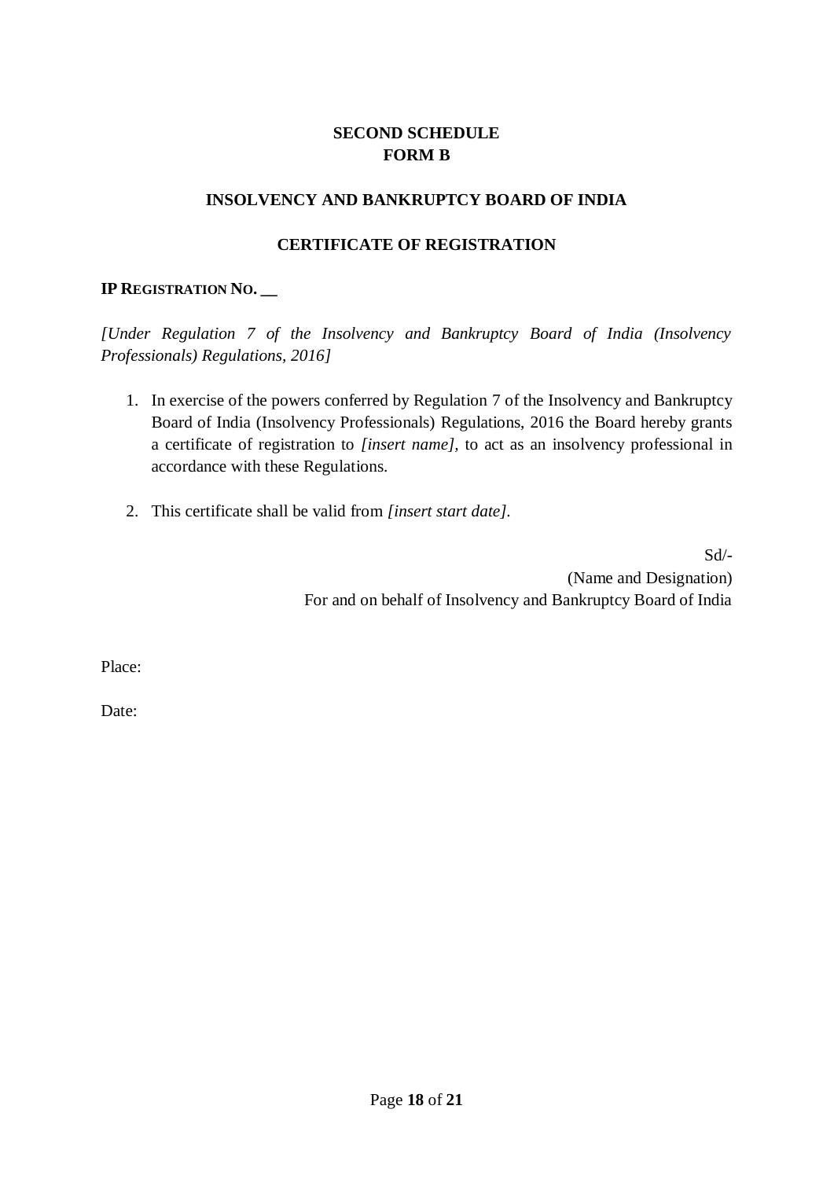**SECOND SCHEDULE**
**FORM B**

**INSOLVENCY AND BANKRUPTCY BOARD OF INDIA**

**CERTIFICATE OF REGISTRATION**

**IP REGISTRATION NO. __**

*[Under Regulation 7 of the Insolvency and Bankruptcy Board of India (Insolvency Professionals) Regulations, 2016]*

1. In exercise of the powers conferred by Regulation 7 of the Insolvency and Bankruptcy Board of India (Insolvency Professionals) Regulations, 2016 the Board hereby grants a certificate of registration to *[insert name]*, to act as an insolvency professional in accordance with these Regulations.

2. This certificate shall be valid from *[insert start date]*.

Sd/-
(Name and Designation)
For and on behalf of Insolvency and Bankruptcy Board of India

Place:

Date: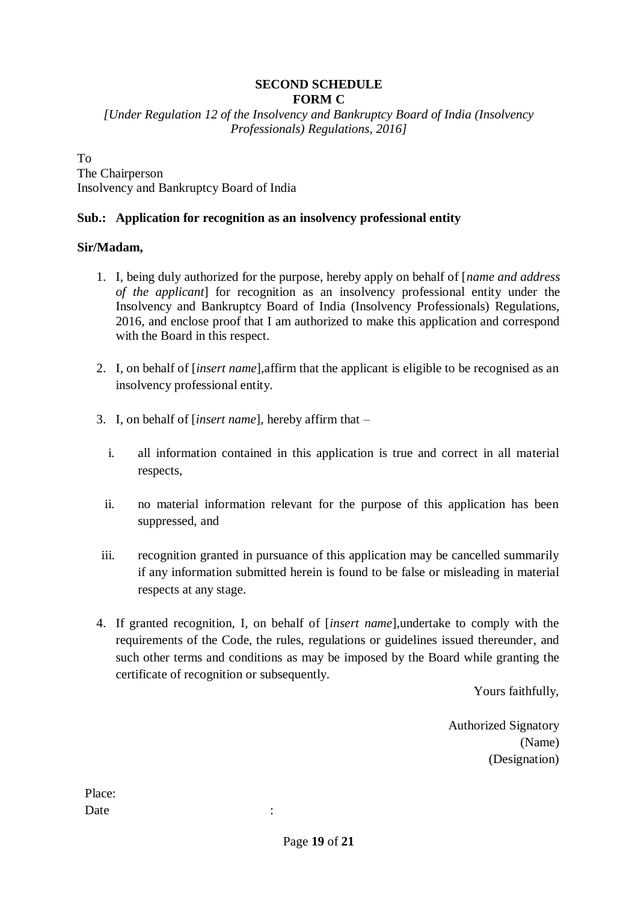**SECOND SCHEDULE**
**FORM C**

*[Under Regulation 12 of the Insolvency and Bankruptcy Board of India (Insolvency Professionals) Regulations, 2016]*

To
The Chairperson
Insolvency and Bankruptcy Board of India

**Sub.: Application for recognition as an insolvency professional entity**

**Sir/Madam,**

1. I, being duly authorized for the purpose, hereby apply on behalf of [*name and address of the applicant*] for recognition as an insolvency professional entity under the Insolvency and Bankruptcy Board of India (Insolvency Professionals) Regulations, 2016, and enclose proof that I am authorized to make this application and correspond with the Board in this respect.

2. I, on behalf of [*insert name*],affirm that the applicant is eligible to be recognised as an insolvency professional entity.

3. I, on behalf of [*insert name*], hereby affirm that –

   i. all information contained in this application is true and correct in all material respects,

   ii. no material information relevant for the purpose of this application has been suppressed, and

   iii. recognition granted in pursuance of this application may be cancelled summarily if any information submitted herein is found to be false or misleading in material respects at any stage.

4. If granted recognition, I, on behalf of [*insert name*],undertake to comply with the requirements of the Code, the rules, regulations or guidelines issued thereunder, and such other terms and conditions as may be imposed by the Board while granting the certificate of recognition or subsequently.

Yours faithfully,

Authorized Signatory
(Name)
(Designation)

Place:
Date :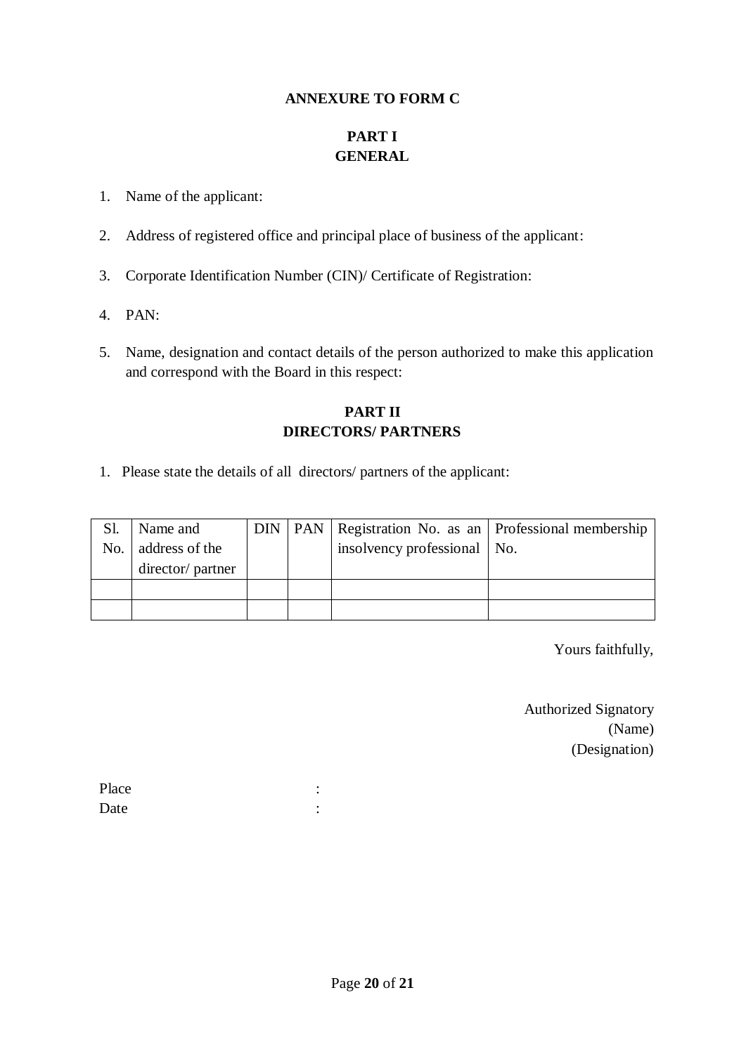## ANNEXURE TO FORM C

### PART I
### GENERAL

1. Name of the applicant:

2. Address of registered office and principal place of business of the applicant:

3. Corporate Identification Number (CIN)/ Certificate of Registration:

4. PAN:

5. Name, designation and contact details of the person authorized to make this application and correspond with the Board in this respect:

### PART II
### DIRECTORS/ PARTNERS

1. Please state the details of all directors/ partners of the applicant:

| Sl. No. | Name and address of the director/ partner | DIN | PAN | Registration No. as an insolvency professional | Professional membership No. |
|---|---|---|---|---|---|
| | | | | | |
| | | | | | |

Yours faithfully,

Authorized Signatory
(Name)
(Designation)

Place :
Date :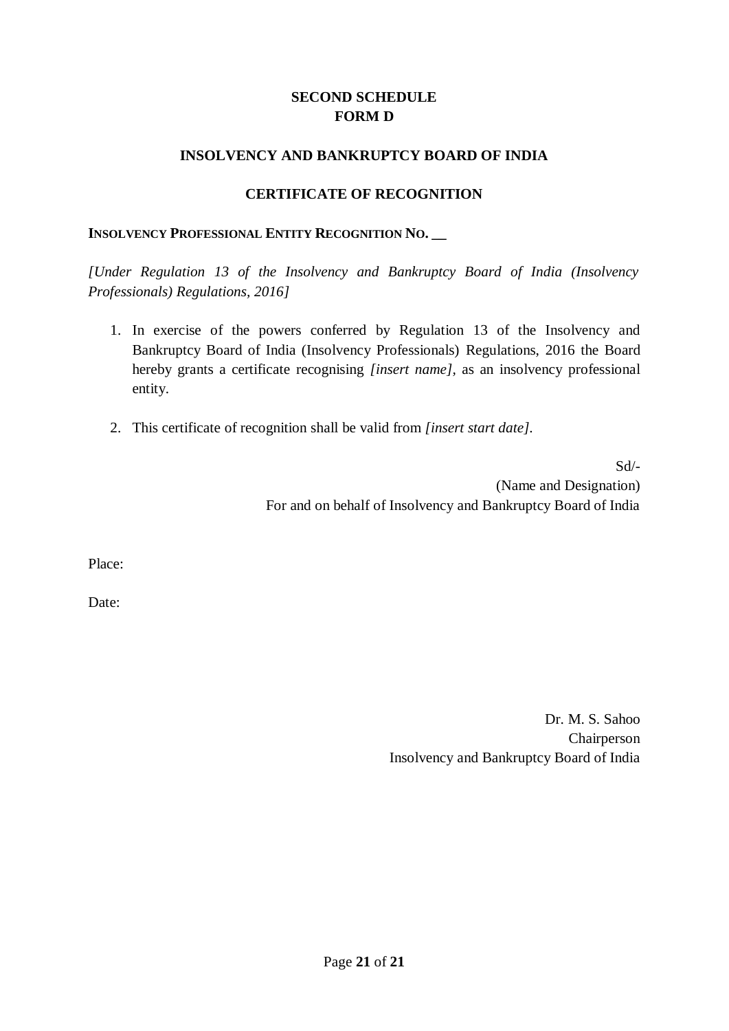**SECOND SCHEDULE**
**FORM D**

**INSOLVENCY AND BANKRUPTCY BOARD OF INDIA**

**CERTIFICATE OF RECOGNITION**

**INSOLVENCY PROFESSIONAL ENTITY RECOGNITION NO. __**

*[Under Regulation 13 of the Insolvency and Bankruptcy Board of India (Insolvency Professionals) Regulations, 2016]*

1. In exercise of the powers conferred by Regulation 13 of the Insolvency and Bankruptcy Board of India (Insolvency Professionals) Regulations, 2016 the Board hereby grants a certificate recognising *[insert name]*, as an insolvency professional entity.

2. This certificate of recognition shall be valid from *[insert start date]*.

Sd/-
(Name and Designation)
For and on behalf of Insolvency and Bankruptcy Board of India

Place:

Date:

Dr. M. S. Sahoo
Chairperson
Insolvency and Bankruptcy Board of India